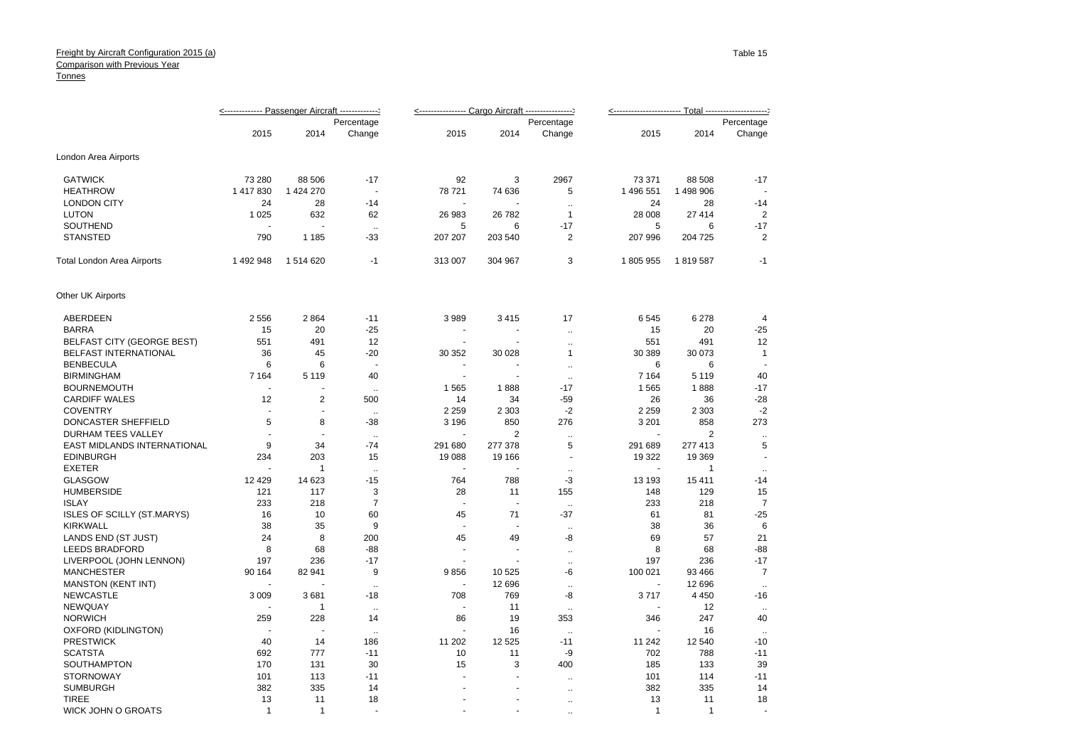Freight by Aircraft Configuration 2015 (a)
Comparison with Previous Year
Tonnes

Table 15

| | Passenger Aircraft | | | Cargo Aircraft | | | Total | | |
|---|---|---|---|---|---|---|---|---|---|
| | 2015 | 2014 | Percentage Change | 2015 | 2014 | Percentage Change | 2015 | 2014 | Percentage Change |
| London Area Airports | | | | | | | | | |
| GATWICK | 73 280 | 88 506 | -17 | 92 | 3 | 2967 | 73 371 | 88 508 | -17 |
| HEATHROW | 1 417 830 | 1 424 270 | - | 78 721 | 74 636 | 5 | 1 496 551 | 1 498 906 | - |
| LONDON CITY | 24 | 28 | -14 | - | - | .. | 24 | 28 | -14 |
| LUTON | 1 025 | 632 | 62 | 26 983 | 26 782 | 1 | 28 008 | 27 414 | 2 |
| SOUTHEND | - | - | .. | 5 | 6 | -17 | 5 | 6 | -17 |
| STANSTED | 790 | 1 185 | -33 | 207 207 | 203 540 | 2 | 207 996 | 204 725 | 2 |
| Total London Area Airports | 1 492 948 | 1 514 620 | -1 | 313 007 | 304 967 | 3 | 1 805 955 | 1 819 587 | -1 |
| Other UK Airports | | | | | | | | | |
| ABERDEEN | 2 556 | 2 864 | -11 | 3 989 | 3 415 | 17 | 6 545 | 6 278 | 4 |
| BARRA | 15 | 20 | -25 | - | - | .. | 15 | 20 | -25 |
| BELFAST CITY (GEORGE BEST) | 551 | 491 | 12 | - | - | .. | 551 | 491 | 12 |
| BELFAST INTERNATIONAL | 36 | 45 | -20 | 30 352 | 30 028 | 1 | 30 389 | 30 073 | 1 |
| BENBECULA | 6 | 6 | - | - | - | .. | 6 | 6 | - |
| BIRMINGHAM | 7 164 | 5 119 | 40 | - | - | .. | 7 164 | 5 119 | 40 |
| BOURNEMOUTH | - | - | .. | 1 565 | 1 888 | -17 | 1 565 | 1 888 | -17 |
| CARDIFF WALES | 12 | 2 | 500 | 14 | 34 | -59 | 26 | 36 | -28 |
| COVENTRY | - | - | .. | 2 259 | 2 303 | -2 | 2 259 | 2 303 | -2 |
| DONCASTER SHEFFIELD | 5 | 8 | -38 | 3 196 | 850 | 276 | 3 201 | 858 | 273 |
| DURHAM TEES VALLEY | - | - | .. | - | 2 | .. | - | 2 | .. |
| EAST MIDLANDS INTERNATIONAL | 9 | 34 | -74 | 291 680 | 277 378 | 5 | 291 689 | 277 413 | 5 |
| EDINBURGH | 234 | 203 | 15 | 19 088 | 19 166 | - | 19 322 | 19 369 | - |
| EXETER | - | 1 | .. | - | - | .. | - | 1 | .. |
| GLASGOW | 12 429 | 14 623 | -15 | 764 | 788 | -3 | 13 193 | 15 411 | -14 |
| HUMBERSIDE | 121 | 117 | 3 | 28 | 11 | 155 | 148 | 129 | 15 |
| ISLAY | 233 | 218 | 7 | - | - | .. | 233 | 218 | 7 |
| ISLES OF SCILLY (ST.MARYS) | 16 | 10 | 60 | 45 | 71 | -37 | 61 | 81 | -25 |
| KIRKWALL | 38 | 35 | 9 | - | - | .. | 38 | 36 | 6 |
| LANDS END (ST JUST) | 24 | 8 | 200 | 45 | 49 | -8 | 69 | 57 | 21 |
| LEEDS BRADFORD | 8 | 68 | -88 | - | - | .. | 8 | 68 | -88 |
| LIVERPOOL (JOHN LENNON) | 197 | 236 | -17 | - | - | .. | 197 | 236 | -17 |
| MANCHESTER | 90 164 | 82 941 | 9 | 9 856 | 10 525 | -6 | 100 021 | 93 466 | 7 |
| MANSTON (KENT INT) | - | - | .. | - | 12 696 | .. | - | 12 696 | .. |
| NEWCASTLE | 3 009 | 3 681 | -18 | 708 | 769 | -8 | 3 717 | 4 450 | -16 |
| NEWQUAY | - | 1 | .. | - | 11 | .. | - | 12 | .. |
| NORWICH | 259 | 228 | 14 | 86 | 19 | 353 | 346 | 247 | 40 |
| OXFORD (KIDLINGTON) | - | - | .. | - | 16 | .. | - | 16 | .. |
| PRESTWICK | 40 | 14 | 186 | 11 202 | 12 525 | -11 | 11 242 | 12 540 | -10 |
| SCATSTA | 692 | 777 | -11 | 10 | 11 | -9 | 702 | 788 | -11 |
| SOUTHAMPTON | 170 | 131 | 30 | 15 | 3 | 400 | 185 | 133 | 39 |
| STORNOWAY | 101 | 113 | -11 | - | - | .. | 101 | 114 | -11 |
| SUMBURGH | 382 | 335 | 14 | - | - | .. | 382 | 335 | 14 |
| TIREE | 13 | 11 | 18 | - | - | .. | 13 | 11 | 18 |
| WICK JOHN O GROATS | 1 | 1 | - | - | - | .. | 1 | 1 | - |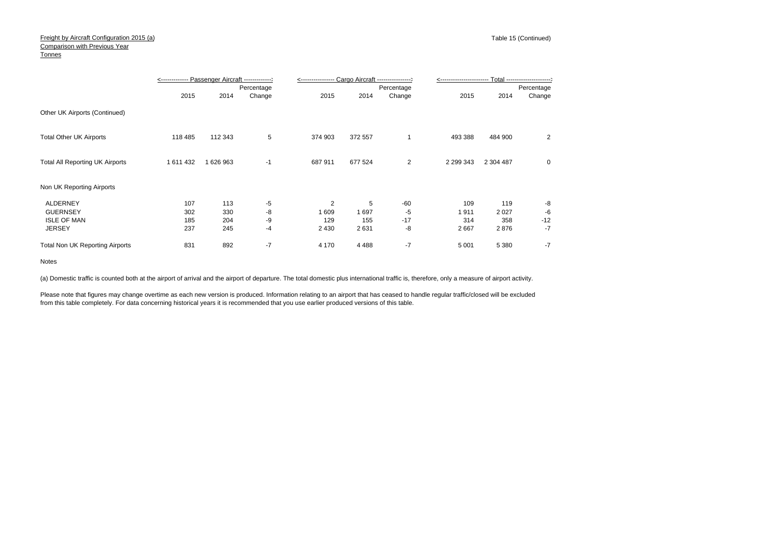Freight by Aircraft Configuration 2015 (a)
Comparison with Previous Year
Tonnes

Table 15 (Continued)

| | Passenger Aircraft | | | Cargo Aircraft | | | Total | | |
|---|---|---|---|---|---|---|---|---|---|
| | 2015 | 2014 | Percentage Change | 2015 | 2014 | Percentage Change | 2015 | 2014 | Percentage Change |
| Other UK Airports (Continued) | | | | | | | | | |
| Total Other UK Airports | 118 485 | 112 343 | 5 | 374 903 | 372 557 | 1 | 493 388 | 484 900 | 2 |
| Total All Reporting UK Airports | 1 611 432 | 1 626 963 | -1 | 687 911 | 677 524 | 2 | 2 299 343 | 2 304 487 | 0 |
| Non UK Reporting Airports | | | | | | | | | |
| ALDERNEY | 107 | 113 | -5 | 2 | 5 | -60 | 109 | 119 | -8 |
| GUERNSEY | 302 | 330 | -8 | 1 609 | 1 697 | -5 | 1 911 | 2 027 | -6 |
| ISLE OF MAN | 185 | 204 | -9 | 129 | 155 | -17 | 314 | 358 | -12 |
| JERSEY | 237 | 245 | -4 | 2 430 | 2 631 | -8 | 2 667 | 2 876 | -7 |
| Total Non UK Reporting Airports | 831 | 892 | -7 | 4 170 | 4 488 | -7 | 5 001 | 5 380 | -7 |

Notes

(a) Domestic traffic is counted both at the airport of arrival and the airport of departure. The total domestic plus international traffic is, therefore, only a measure of airport activity.

Please note that figures may change overtime as each new version is produced. Information relating to an airport that has ceased to handle regular traffic/closed will be excluded from this table completely. For data concerning historical years it is recommended that you use earlier produced versions of this table.